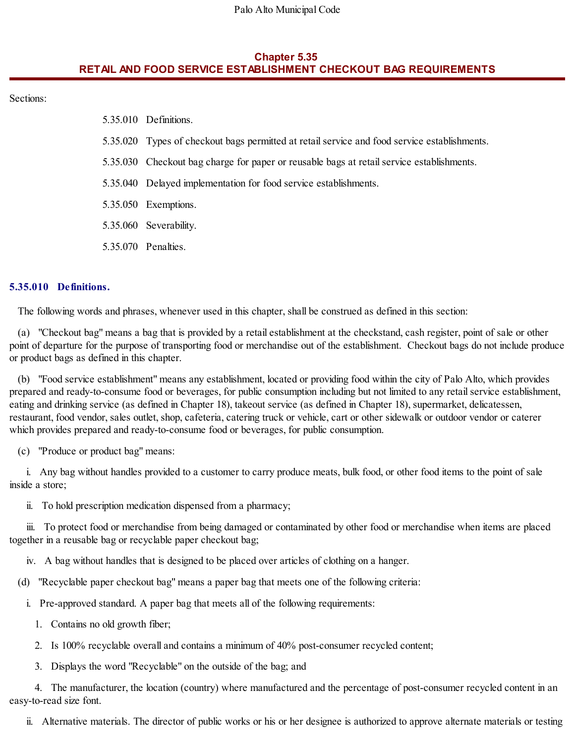# Chapter 5.35
# RETAIL AND FOOD SERVICE ESTABLISHMENT CHECKOUT BAG REQUIREMENTS

Sections:

5.35.010 Definitions.

5.35.020 Types of checkout bags permitted at retail service and food service establishments.

5.35.030 Checkout bag charge for paper or reusable bags at retail service establishments.

5.35.040 Delayed implementation for food service establishments.

5.35.050 Exemptions.

5.35.060 Severability.

5.35.070 Penalties.

### 5.35.010 Definitions.

The following words and phrases, whenever used in this chapter, shall be construed as defined in this section:

(a) "Checkout bag" means a bag that is provided by a retail establishment at the checkstand, cash register, point of sale or other point of departure for the purpose of transporting food or merchandise out of the establishment. Checkout bags do not include produce or product bags as defined in this chapter.

(b) "Food service establishment" means any establishment, located or providing food within the city of Palo Alto, which provides prepared and ready-to-consume food or beverages, for public consumption including but not limited to any retail service establishment, eating and drinking service (as defined in Chapter 18), takeout service (as defined in Chapter 18), supermarket, delicatessen, restaurant, food vendor, sales outlet, shop, cafeteria, catering truck or vehicle, cart or other sidewalk or outdoor vendor or caterer which provides prepared and ready-to-consume food or beverages, for public consumption.

(c) "Produce or product bag" means:

i. Any bag without handles provided to a customer to carry produce meats, bulk food, or other food items to the point of sale inside a store;

ii. To hold prescription medication dispensed from a pharmacy;

iii. To protect food or merchandise from being damaged or contaminated by other food or merchandise when items are placed together in a reusable bag or recyclable paper checkout bag;

iv. A bag without handles that is designed to be placed over articles of clothing on a hanger.

(d) "Recyclable paper checkout bag" means a paper bag that meets one of the following criteria:

i. Pre-approved standard. A paper bag that meets all of the following requirements:

1. Contains no old growth fiber;

2. Is 100% recyclable overall and contains a minimum of 40% post-consumer recycled content;

3. Displays the word "Recyclable" on the outside of the bag; and

4. The manufacturer, the location (country) where manufactured and the percentage of post-consumer recycled content in an easy-to-read size font.

ii. Alternative materials. The director of public works or his or her designee is authorized to approve alternate materials or testing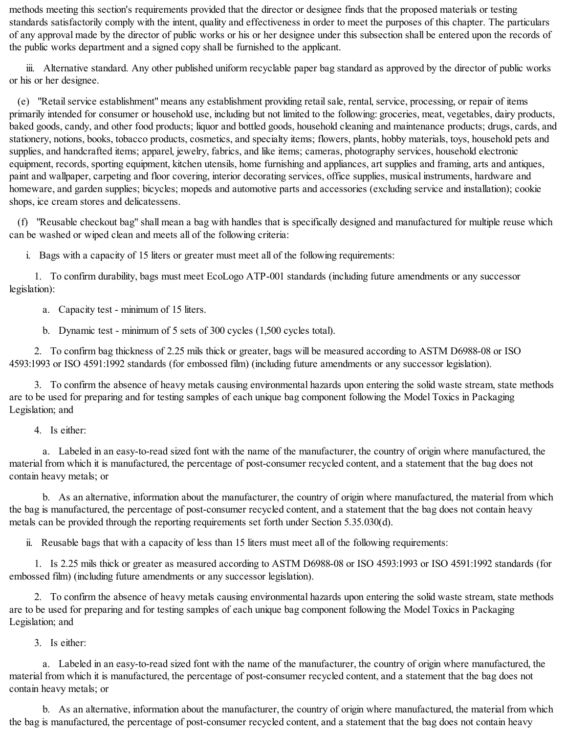methods meeting this section's requirements provided that the director or designee finds that the proposed materials or testing standards satisfactorily comply with the intent, quality and effectiveness in order to meet the purposes of this chapter. The particulars of any approval made by the director of public works or his or her designee under this subsection shall be entered upon the records of the public works department and a signed copy shall be furnished to the applicant.

iii. Alternative standard. Any other published uniform recyclable paper bag standard as approved by the director of public works or his or her designee.

(e) "Retail service establishment" means any establishment providing retail sale, rental, service, processing, or repair of items primarily intended for consumer or household use, including but not limited to the following: groceries, meat, vegetables, dairy products, baked goods, candy, and other food products; liquor and bottled goods, household cleaning and maintenance products; drugs, cards, and stationery, notions, books, tobacco products, cosmetics, and specialty items; flowers, plants, hobby materials, toys, household pets and supplies, and handcrafted items; apparel, jewelry, fabrics, and like items; cameras, photography services, household electronic equipment, records, sporting equipment, kitchen utensils, home furnishing and appliances, art supplies and framing, arts and antiques, paint and wallpaper, carpeting and floor covering, interior decorating services, office supplies, musical instruments, hardware and homeware, and garden supplies; bicycles; mopeds and automotive parts and accessories (excluding service and installation); cookie shops, ice cream stores and delicatessens.

(f) "Reusable checkout bag" shall mean a bag with handles that is specifically designed and manufactured for multiple reuse which can be washed or wiped clean and meets all of the following criteria:

i. Bags with a capacity of 15 liters or greater must meet all of the following requirements:

1. To confirm durability, bags must meet EcoLogo ATP-001 standards (including future amendments or any successor legislation):

a. Capacity test - minimum of 15 liters.

b. Dynamic test - minimum of 5 sets of 300 cycles (1,500 cycles total).

2. To confirm bag thickness of 2.25 mils thick or greater, bags will be measured according to ASTM D6988-08 or ISO 4593:1993 or ISO 4591:1992 standards (for embossed film) (including future amendments or any successor legislation).

3. To confirm the absence of heavy metals causing environmental hazards upon entering the solid waste stream, state methods are to be used for preparing and for testing samples of each unique bag component following the Model Toxics in Packaging Legislation; and

4. Is either:

a. Labeled in an easy-to-read sized font with the name of the manufacturer, the country of origin where manufactured, the material from which it is manufactured, the percentage of post-consumer recycled content, and a statement that the bag does not contain heavy metals; or

b. As an alternative, information about the manufacturer, the country of origin where manufactured, the material from which the bag is manufactured, the percentage of post-consumer recycled content, and a statement that the bag does not contain heavy metals can be provided through the reporting requirements set forth under Section 5.35.030(d).

ii. Reusable bags that with a capacity of less than 15 liters must meet all of the following requirements:

1. Is 2.25 mils thick or greater as measured according to ASTM D6988-08 or ISO 4593:1993 or ISO 4591:1992 standards (for embossed film) (including future amendments or any successor legislation).

2. To confirm the absence of heavy metals causing environmental hazards upon entering the solid waste stream, state methods are to be used for preparing and for testing samples of each unique bag component following the Model Toxics in Packaging Legislation; and

3. Is either:

a. Labeled in an easy-to-read sized font with the name of the manufacturer, the country of origin where manufactured, the material from which it is manufactured, the percentage of post-consumer recycled content, and a statement that the bag does not contain heavy metals; or

b. As an alternative, information about the manufacturer, the country of origin where manufactured, the material from which the bag is manufactured, the percentage of post-consumer recycled content, and a statement that the bag does not contain heavy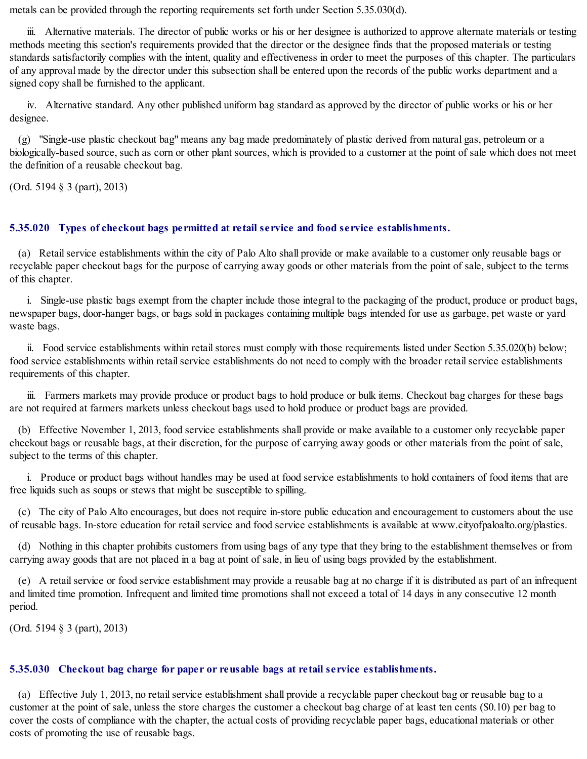metals can be provided through the reporting requirements set forth under Section 5.35.030(d).

iii. Alternative materials. The director of public works or his or her designee is authorized to approve alternate materials or testing methods meeting this section's requirements provided that the director or the designee finds that the proposed materials or testing standards satisfactorily complies with the intent, quality and effectiveness in order to meet the purposes of this chapter. The particulars of any approval made by the director under this subsection shall be entered upon the records of the public works department and a signed copy shall be furnished to the applicant.

iv. Alternative standard. Any other published uniform bag standard as approved by the director of public works or his or her designee.

(g) "Single-use plastic checkout bag" means any bag made predominately of plastic derived from natural gas, petroleum or a biologically-based source, such as corn or other plant sources, which is provided to a customer at the point of sale which does not meet the definition of a reusable checkout bag.

(Ord. 5194 § 3 (part), 2013)

### 5.35.020 Types of checkout bags permitted at retail service and food service establishments.

(a) Retail service establishments within the city of Palo Alto shall provide or make available to a customer only reusable bags or recyclable paper checkout bags for the purpose of carrying away goods or other materials from the point of sale, subject to the terms of this chapter.

i. Single-use plastic bags exempt from the chapter include those integral to the packaging of the product, produce or product bags, newspaper bags, door-hanger bags, or bags sold in packages containing multiple bags intended for use as garbage, pet waste or yard waste bags.

ii. Food service establishments within retail stores must comply with those requirements listed under Section 5.35.020(b) below; food service establishments within retail service establishments do not need to comply with the broader retail service establishments requirements of this chapter.

iii. Farmers markets may provide produce or product bags to hold produce or bulk items. Checkout bag charges for these bags are not required at farmers markets unless checkout bags used to hold produce or product bags are provided.

(b) Effective November 1, 2013, food service establishments shall provide or make available to a customer only recyclable paper checkout bags or reusable bags, at their discretion, for the purpose of carrying away goods or other materials from the point of sale, subject to the terms of this chapter.

i. Produce or product bags without handles may be used at food service establishments to hold containers of food items that are free liquids such as soups or stews that might be susceptible to spilling.

(c) The city of Palo Alto encourages, but does not require in-store public education and encouragement to customers about the use of reusable bags. In-store education for retail service and food service establishments is available at www.cityofpaloalto.org/plastics.

(d) Nothing in this chapter prohibits customers from using bags of any type that they bring to the establishment themselves or from carrying away goods that are not placed in a bag at point of sale, in lieu of using bags provided by the establishment.

(e) A retail service or food service establishment may provide a reusable bag at no charge if it is distributed as part of an infrequent and limited time promotion. Infrequent and limited time promotions shall not exceed a total of 14 days in any consecutive 12 month period.

(Ord. 5194 § 3 (part), 2013)

### 5.35.030 Checkout bag charge for paper or reusable bags at retail service establishments.

(a) Effective July 1, 2013, no retail service establishment shall provide a recyclable paper checkout bag or reusable bag to a customer at the point of sale, unless the store charges the customer a checkout bag charge of at least ten cents ($0.10) per bag to cover the costs of compliance with the chapter, the actual costs of providing recyclable paper bags, educational materials or other costs of promoting the use of reusable bags.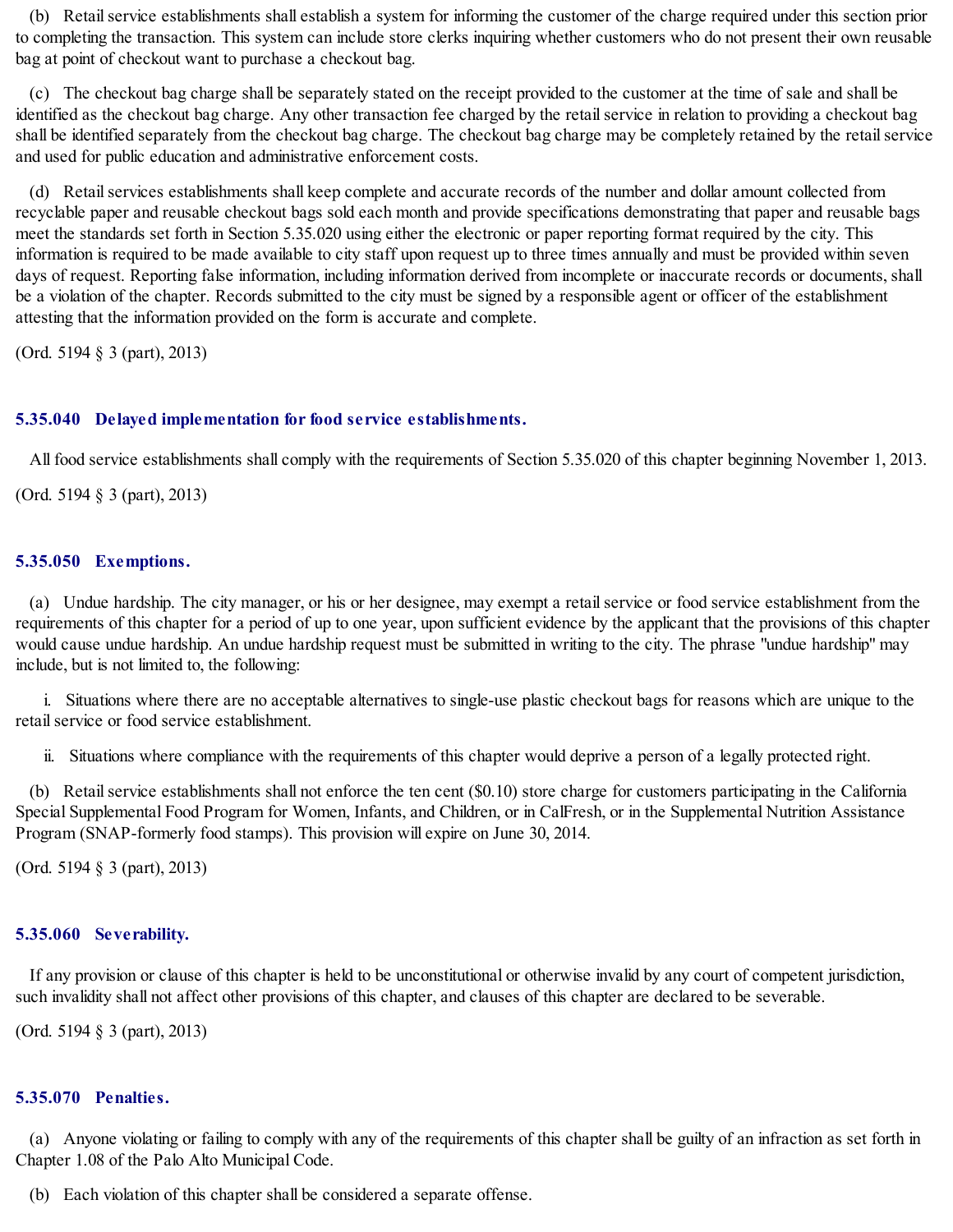(b) Retail service establishments shall establish a system for informing the customer of the charge required under this section prior to completing the transaction. This system can include store clerks inquiring whether customers who do not present their own reusable bag at point of checkout want to purchase a checkout bag.

(c) The checkout bag charge shall be separately stated on the receipt provided to the customer at the time of sale and shall be identified as the checkout bag charge. Any other transaction fee charged by the retail service in relation to providing a checkout bag shall be identified separately from the checkout bag charge. The checkout bag charge may be completely retained by the retail service and used for public education and administrative enforcement costs.

(d) Retail services establishments shall keep complete and accurate records of the number and dollar amount collected from recyclable paper and reusable checkout bags sold each month and provide specifications demonstrating that paper and reusable bags meet the standards set forth in Section 5.35.020 using either the electronic or paper reporting format required by the city. This information is required to be made available to city staff upon request up to three times annually and must be provided within seven days of request. Reporting false information, including information derived from incomplete or inaccurate records or documents, shall be a violation of the chapter. Records submitted to the city must be signed by a responsible agent or officer of the establishment attesting that the information provided on the form is accurate and complete.

(Ord. 5194 § 3 (part), 2013)

### 5.35.040 Delayed implementation for food service establishments.

All food service establishments shall comply with the requirements of Section 5.35.020 of this chapter beginning November 1, 2013.

(Ord. 5194 § 3 (part), 2013)

### 5.35.050 Exemptions.

(a) Undue hardship. The city manager, or his or her designee, may exempt a retail service or food service establishment from the requirements of this chapter for a period of up to one year, upon sufficient evidence by the applicant that the provisions of this chapter would cause undue hardship. An undue hardship request must be submitted in writing to the city. The phrase "undue hardship" may include, but is not limited to, the following:

i. Situations where there are no acceptable alternatives to single-use plastic checkout bags for reasons which are unique to the retail service or food service establishment.

ii. Situations where compliance with the requirements of this chapter would deprive a person of a legally protected right.

(b) Retail service establishments shall not enforce the ten cent ($0.10) store charge for customers participating in the California Special Supplemental Food Program for Women, Infants, and Children, or in CalFresh, or in the Supplemental Nutrition Assistance Program (SNAP-formerly food stamps). This provision will expire on June 30, 2014.

(Ord. 5194 § 3 (part), 2013)

### 5.35.060 Severability.

If any provision or clause of this chapter is held to be unconstitutional or otherwise invalid by any court of competent jurisdiction, such invalidity shall not affect other provisions of this chapter, and clauses of this chapter are declared to be severable.

(Ord. 5194 § 3 (part), 2013)

### 5.35.070 Penalties.

(a) Anyone violating or failing to comply with any of the requirements of this chapter shall be guilty of an infraction as set forth in Chapter 1.08 of the Palo Alto Municipal Code.

(b) Each violation of this chapter shall be considered a separate offense.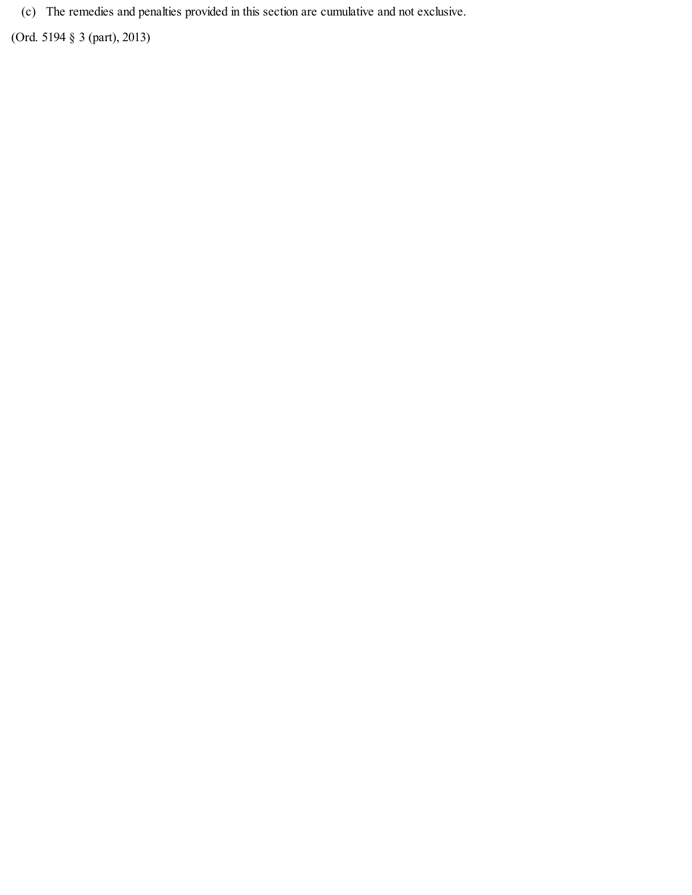(c) The remedies and penalties provided in this section are cumulative and not exclusive.

(Ord. 5194 § 3 (part), 2013)